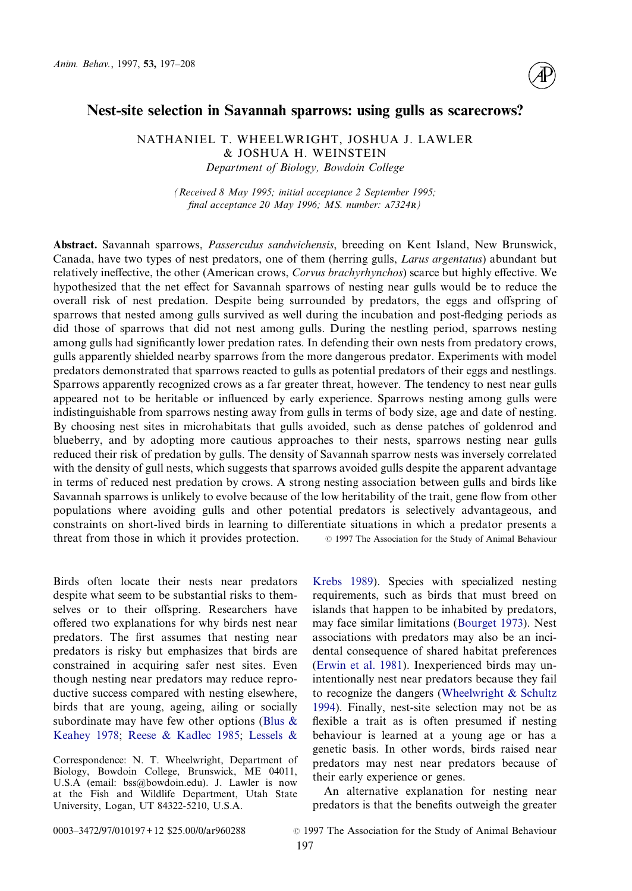# Nest-site selection in Savannah sparrows: using gulls as scarecrows?

NATHANIEL T. WHEELWRIGHT, JOSHUA J. LAWLER & JOSHUA H. WEINSTEIN

*Department of Biology, Bowdoin College*

*(Received 8 May 1995; initial acceptance 2 September 1995; final acceptance 20 May 1996; MS. number: A7324R)*

**Abstract.** Savannah sparrows, *Passerculus sandwichensis*, breeding on Kent Island, New Brunswick, Canada, have two types of nest predators, one of them (herring gulls, *Larus argentatus*) abundant but relatively ineffective, the other (American crows, *Corvus brachyrhynchos*) scarce but highly effective. We hypothesized that the net effect for Savannah sparrows of nesting near gulls would be to reduce the overall risk of nest predation. Despite being surrounded by predators, the eggs and offspring of sparrows that nested among gulls survived as well during the incubation and post-fledging periods as did those of sparrows that did not nest among gulls. During the nestling period, sparrows nesting among gulls had significantly lower predation rates. In defending their own nests from predatory crows, gulls apparently shielded nearby sparrows from the more dangerous predator. Experiments with model predators demonstrated that sparrows reacted to gulls as potential predators of their eggs and nestlings. Sparrows apparently recognized crows as a far greater threat, however. The tendency to nest near gulls appeared not to be heritable or influenced by early experience. Sparrows nesting among gulls were indistinguishable from sparrows nesting away from gulls in terms of body size, age and date of nesting. By choosing nest sites in microhabitats that gulls avoided, such as dense patches of goldenrod and blueberry, and by adopting more cautious approaches to their nests, sparrows nesting near gulls reduced their risk of predation by gulls. The density of Savannah sparrow nests was inversely correlated with the density of gull nests, which suggests that sparrows avoided gulls despite the apparent advantage in terms of reduced nest predation by crows. A strong nesting association between gulls and birds like Savannah sparrows is unlikely to evolve because of the low heritability of the trait, gene flow from other populations where avoiding gulls and other potential predators is selectively advantageous, and constraints on short-lived birds in learning to differentiate situations in which a predator presents a threat from those in which it provides protection. © 1997 The Association for the Study of Animal Behaviour

Birds often locate their nests near predators despite what seem to be substantial risks to themselves or to their offspring. Researchers have offered two explanations for why birds nest near predators. The first assumes that nesting near predators is risky but emphasizes that birds are constrained in acquiring safer nest sites. Even though nesting near predators may reduce reproductive success compared with nesting elsewhere, birds that are young, ageing, ailing or socially subordinate may have few other options (Blus & Keahey 1978; Reese & Kadlec 1985; Lessels & Krebs 1989). Species with specialized nesting requirements, such as birds that must breed on islands that happen to be inhabited by predators, may face similar limitations (Bourget 1973). Nest associations with predators may also be an incidental consequence of shared habitat preferences (Erwin et al. 1981). Inexperienced birds may unintentionally nest near predators because they fail to recognize the dangers (Wheelwright & Schultz 1994). Finally, nest-site selection may not be as flexible a trait as is often presumed if nesting behaviour is learned at a young age or has a genetic basis. In other words, birds raised near predators may nest near predators because of their early experience or genes.

An alternative explanation for nesting near predators is that the benefits outweigh the greater

Correspondence: N. T. Wheelwright, Department of Biology, Bowdoin College, Brunswick, ME 04011, U.S.A (email: bss@bowdoin.edu). J. Lawler is now at the Fish and Wildlife Department, Utah State University, Logan, UT 84322-5210, U.S.A.

0003–3472/97/010197+12 $25.00/0/ar960288 © 1997 The Association for the Study of Animal Behaviour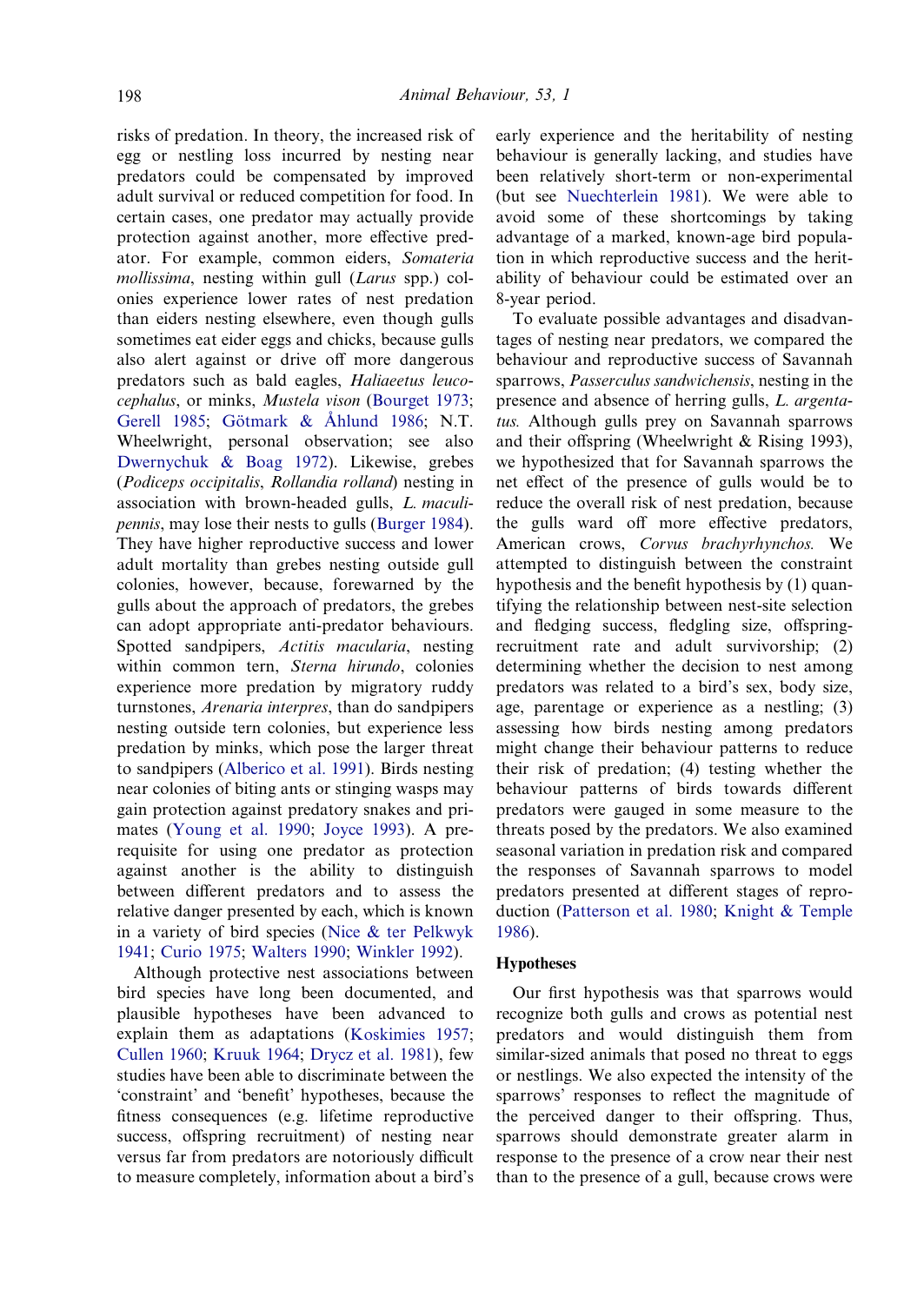risks of predation. In theory, the increased risk of egg or nestling loss incurred by nesting near predators could be compensated by improved adult survival or reduced competition for food. In certain cases, one predator may actually provide protection against another, more effective predator. For example, common eiders, *Somateria mollissima*, nesting within gull (*Larus* spp.) colonies experience lower rates of nest predation than eiders nesting elsewhere, even though gulls sometimes eat eider eggs and chicks, because gulls also alert against or drive off more dangerous predators such as bald eagles, *Haliaeetus leucocephalus*, or minks, *Mustela vison* (Bourget 1973; Gerell 1985; Götmark & Åhlund 1986; N.T. Wheelwright, personal observation; see also Dwernychuk & Boag 1972). Likewise, grebes (*Podiceps occipitalis*, *Rollandia rolland*) nesting in association with brown-headed gulls, *L. maculipennis*, may lose their nests to gulls (Burger 1984). They have higher reproductive success and lower adult mortality than grebes nesting outside gull colonies, however, because, forewarned by the gulls about the approach of predators, the grebes can adopt appropriate anti-predator behaviours. Spotted sandpipers, *Actitis macularia*, nesting within common tern, *Sterna hirundo*, colonies experience more predation by migratory ruddy turnstones, *Arenaria interpres*, than do sandpipers nesting outside tern colonies, but experience less predation by minks, which pose the larger threat to sandpipers (Alberico et al. 1991). Birds nesting near colonies of biting ants or stinging wasps may gain protection against predatory snakes and primates (Young et al. 1990; Joyce 1993). A prerequisite for using one predator as protection against another is the ability to distinguish between different predators and to assess the relative danger presented by each, which is known in a variety of bird species (Nice & ter Pelkwyk 1941; Curio 1975; Walters 1990; Winkler 1992).

Although protective nest associations between bird species have long been documented, and plausible hypotheses have been advanced to explain them as adaptations (Koskimies 1957; Cullen 1960; Kruuk 1964; Dyrcz et al. 1981), few studies have been able to discriminate between the 'constraint' and 'benefit' hypotheses, because the fitness consequences (e.g. lifetime reproductive success, offspring recruitment) of nesting near versus far from predators are notoriously difficult to measure completely, information about a bird's early experience and the heritability of nesting behaviour is generally lacking, and studies have been relatively short-term or non-experimental (but see Nuechterlein 1981). We were able to avoid some of these shortcomings by taking advantage of a marked, known-age bird population in which reproductive success and the heritability of behaviour could be estimated over an 8-year period.

To evaluate possible advantages and disadvantages of nesting near predators, we compared the behaviour and reproductive success of Savannah sparrows, *Passerculus sandwichensis*, nesting in the presence and absence of herring gulls, *L. argentatus.* Although gulls prey on Savannah sparrows and their offspring (Wheelwright & Rising 1993), we hypothesized that for Savannah sparrows the net effect of the presence of gulls would be to reduce the overall risk of nest predation, because the gulls ward off more effective predators, American crows, *Corvus brachyrhynchos.* We attempted to distinguish between the constraint hypothesis and the benefit hypothesis by (1) quantifying the relationship between nest-site selection and fledging success, fledgling size, offspring-recruitment rate and adult survivorship; (2) determining whether the decision to nest among predators was related to a bird's sex, body size, age, parentage or experience as a nestling; (3) assessing how birds nesting among predators might change their behaviour patterns to reduce their risk of predation; (4) testing whether the behaviour patterns of birds towards different predators were gauged in some measure to the threats posed by the predators. We also examined seasonal variation in predation risk and compared the responses of Savannah sparrows to model predators presented at different stages of reproduction (Patterson et al. 1980; Knight & Temple 1986).

## Hypotheses

Our first hypothesis was that sparrows would recognize both gulls and crows as potential nest predators and would distinguish them from similar-sized animals that posed no threat to eggs or nestlings. We also expected the intensity of the sparrows' responses to reflect the magnitude of the perceived danger to their offspring. Thus, sparrows should demonstrate greater alarm in response to the presence of a crow near their nest than to the presence of a gull, because crows were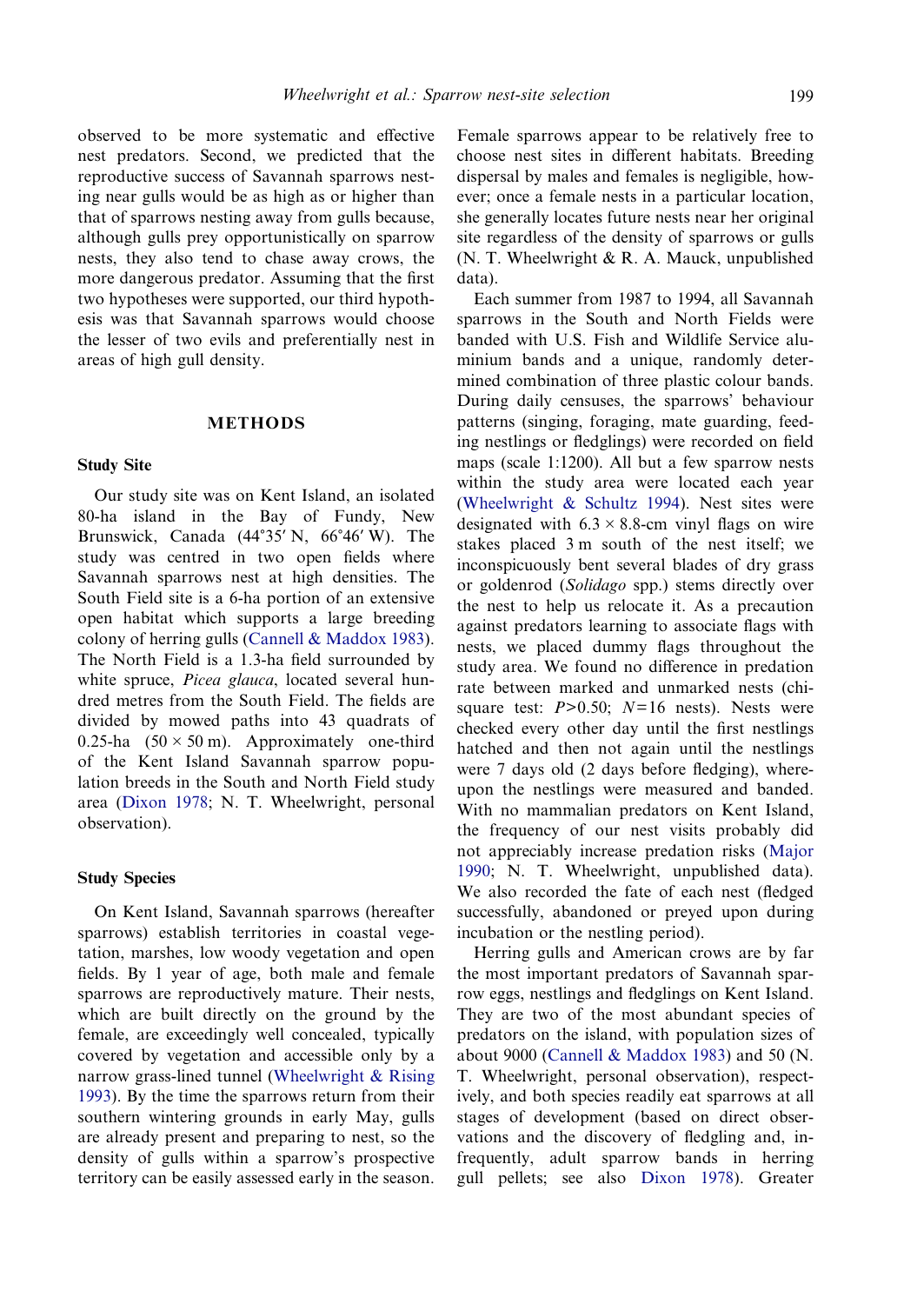observed to be more systematic and effective nest predators. Second, we predicted that the reproductive success of Savannah sparrows nesting near gulls would be as high as or higher than that of sparrows nesting away from gulls because, although gulls prey opportunistically on sparrow nests, they also tend to chase away crows, the more dangerous predator. Assuming that the first two hypotheses were supported, our third hypothesis was that Savannah sparrows would choose the lesser of two evils and preferentially nest in areas of high gull density.

## METHODS

### Study Site

Our study site was on Kent Island, an isolated 80-ha island in the Bay of Fundy, New Brunswick, Canada (44°35′ N, 66°46′ W). The study was centred in two open fields where Savannah sparrows nest at high densities. The South Field site is a 6-ha portion of an extensive open habitat which supports a large breeding colony of herring gulls (Cannell & Maddox 1983). The North Field is a 1.3-ha field surrounded by white spruce, *Picea glauca*, located several hundred metres from the South Field. The fields are divided by mowed paths into 43 quadrats of 0.25-ha (50 × 50 m). Approximately one-third of the Kent Island Savannah sparrow population breeds in the South and North Field study area (Dixon 1978; N. T. Wheelwright, personal observation).

### Study Species

On Kent Island, Savannah sparrows (hereafter sparrows) establish territories in coastal vegetation, marshes, low woody vegetation and open fields. By 1 year of age, both male and female sparrows are reproductively mature. Their nests, which are built directly on the ground by the female, are exceedingly well concealed, typically covered by vegetation and accessible only by a narrow grass-lined tunnel (Wheelwright & Rising 1993). By the time the sparrows return from their southern wintering grounds in early May, gulls are already present and preparing to nest, so the density of gulls within a sparrow's prospective territory can be easily assessed early in the season. Female sparrows appear to be relatively free to choose nest sites in different habitats. Breeding dispersal by males and females is negligible, however; once a female nests in a particular location, she generally locates future nests near her original site regardless of the density of sparrows or gulls (N. T. Wheelwright & R. A. Mauck, unpublished data).

Each summer from 1987 to 1994, all Savannah sparrows in the South and North Fields were banded with U.S. Fish and Wildlife Service aluminium bands and a unique, randomly determined combination of three plastic colour bands. During daily censuses, the sparrows' behaviour patterns (singing, foraging, mate guarding, feeding nestlings or fledglings) were recorded on field maps (scale 1:1200). All but a few sparrow nests within the study area were located each year (Wheelwright & Schultz 1994). Nest sites were designated with 6.3 × 8.8-cm vinyl flags on wire stakes placed 3 m south of the nest itself; we inconspicuously bent several blades of dry grass or goldenrod (*Solidago* spp.) stems directly over the nest to help us relocate it. As a precaution against predators learning to associate flags with nests, we placed dummy flags throughout the study area. We found no difference in predation rate between marked and unmarked nests (chi-square test: $P>0.50$; $N=16$ nests). Nests were checked every other day until the first nestlings hatched and then not again until the nestlings were 7 days old (2 days before fledging), whereupon the nestlings were measured and banded. With no mammalian predators on Kent Island, the frequency of our nest visits probably did not appreciably increase predation risks (Major 1990; N. T. Wheelwright, unpublished data). We also recorded the fate of each nest (fledged successfully, abandoned or preyed upon during incubation or the nestling period).

Herring gulls and American crows are by far the most important predators of Savannah sparrow eggs, nestlings and fledglings on Kent Island. They are two of the most abundant species of predators on the island, with population sizes of about 9000 (Cannell & Maddox 1983) and 50 (N. T. Wheelwright, personal observation), respectively, and both species readily eat sparrows at all stages of development (based on direct observations and the discovery of fledgling and, infrequently, adult sparrow bands in herring gull pellets; see also Dixon 1978). Greater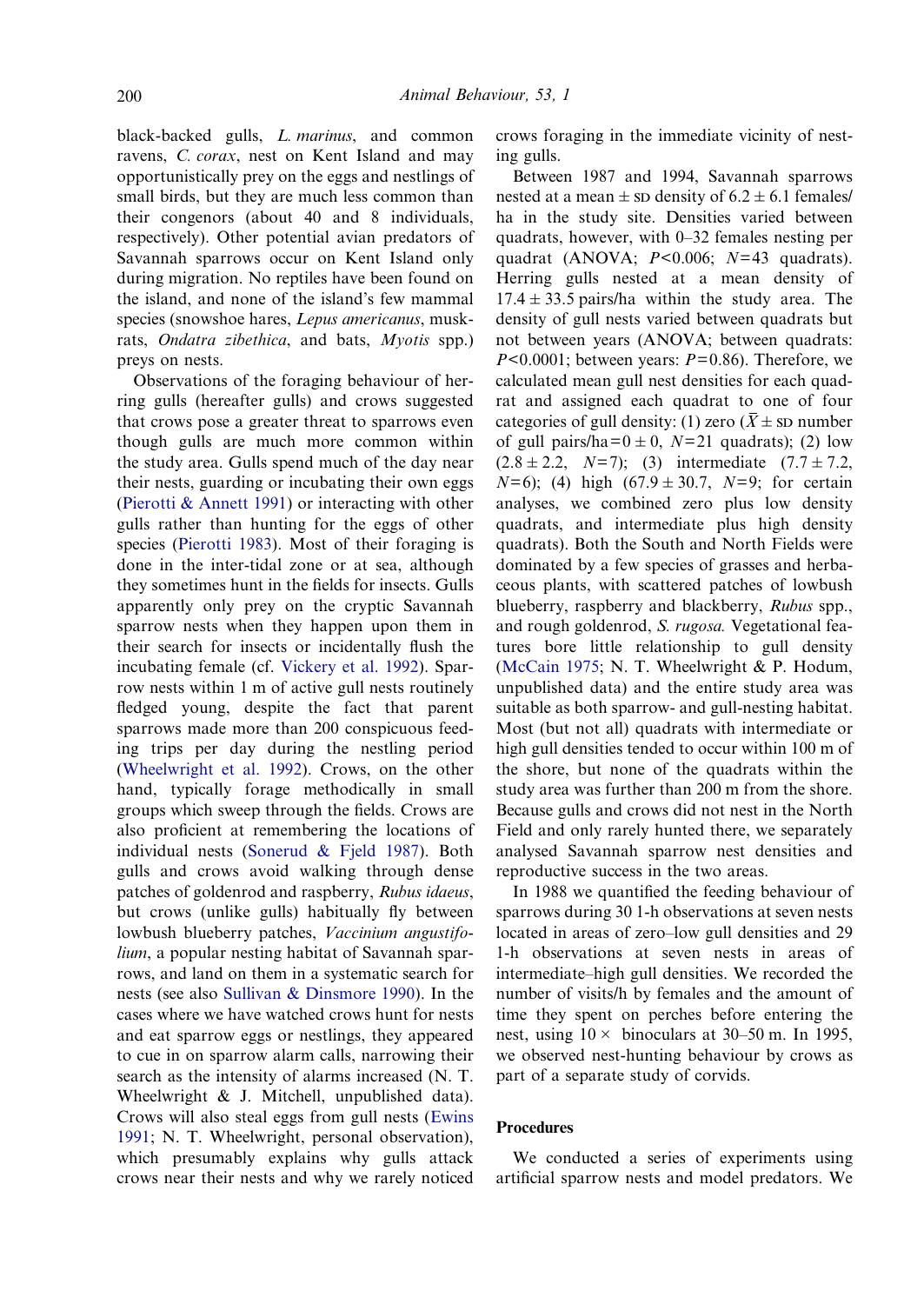black-backed gulls, *L. marinus*, and common ravens, *C. corax*, nest on Kent Island and may opportunistically prey on the eggs and nestlings of small birds, but they are much less common than their congenors (about 40 and 8 individuals, respectively). Other potential avian predators of Savannah sparrows occur on Kent Island only during migration. No reptiles have been found on the island, and none of the island's few mammal species (snowshoe hares, *Lepus americanus*, muskrats, *Ondatra zibethica*, and bats, *Myotis* spp.) preys on nests.

Observations of the foraging behaviour of herring gulls (hereafter gulls) and crows suggested that crows pose a greater threat to sparrows even though gulls are much more common within the study area. Gulls spend much of the day near their nests, guarding or incubating their own eggs (Pierotti & Annett 1991) or interacting with other gulls rather than hunting for the eggs of other species (Pierotti 1983). Most of their foraging is done in the inter-tidal zone or at sea, although they sometimes hunt in the fields for insects. Gulls apparently only prey on the cryptic Savannah sparrow nests when they happen upon them in their search for insects or incidentally flush the incubating female (cf. Vickery et al. 1992). Sparrow nests within 1 m of active gull nests routinely fledged young, despite the fact that parent sparrows made more than 200 conspicuous feeding trips per day during the nestling period (Wheelwright et al. 1992). Crows, on the other hand, typically forage methodically in small groups which sweep through the fields. Crows are also proficient at remembering the locations of individual nests (Sonerud & Fjeld 1987). Both gulls and crows avoid walking through dense patches of goldenrod and raspberry, *Rubus idaeus*, but crows (unlike gulls) habitually fly between lowbush blueberry patches, *Vaccinium angustifolium*, a popular nesting habitat of Savannah sparrows, and land on them in a systematic search for nests (see also Sullivan & Dinsmore 1990). In the cases where we have watched crows hunt for nests and eat sparrow eggs or nestlings, they appeared to cue in on sparrow alarm calls, narrowing their search as the intensity of alarms increased (N. T. Wheelwright & J. Mitchell, unpublished data). Crows will also steal eggs from gull nests (Ewins 1991; N. T. Wheelwright, personal observation), which presumably explains why gulls attack crows near their nests and why we rarely noticed crows foraging in the immediate vicinity of nesting gulls.

Between 1987 and 1994, Savannah sparrows nested at a mean ± SD density of 6.2 ± 6.1 females/ha in the study site. Densities varied between quadrats, however, with 0–32 females nesting per quadrat (ANOVA; $P<0.006$; $N=43$ quadrats). Herring gulls nested at a mean density of 17.4 ± 33.5 pairs/ha within the study area. The density of gull nests varied between quadrats but not between years (ANOVA; between quadrats: $P<0.0001$; between years: $P=0.86$). Therefore, we calculated mean gull nest densities for each quadrat and assigned each quadrat to one of four categories of gull density: (1) zero ($\bar{X}\pm$ SD number of gull pairs/ha $=0\pm0$, $N=21$ quadrats); (2) low ($2.8\pm2.2$, $N=7$); (3) intermediate ($7.7\pm7.2$, $N=6$); (4) high ($67.9\pm30.7$, $N=9$; for certain analyses, we combined zero plus low density quadrats, and intermediate plus high density quadrats). Both the South and North Fields were dominated by a few species of grasses and herbaceous plants, with scattered patches of lowbush blueberry, raspberry and blackberry, *Rubus* spp., and rough goldenrod, *S. rugosa.* Vegetational features bore little relationship to gull density (McCain 1975; N. T. Wheelwright & P. Hodum, unpublished data) and the entire study area was suitable as both sparrow- and gull-nesting habitat. Most (but not all) quadrats with intermediate or high gull densities tended to occur within 100 m of the shore, but none of the quadrats within the study area was further than 200 m from the shore. Because gulls and crows did not nest in the North Field and only rarely hunted there, we separately analysed Savannah sparrow nest densities and reproductive success in the two areas.

In 1988 we quantified the feeding behaviour of sparrows during 30 1-h observations at seven nests located in areas of zero–low gull densities and 29 1-h observations at seven nests in areas of intermediate–high gull densities. We recorded the number of visits/h by females and the amount of time they spent on perches before entering the nest, using 10 × binoculars at 30–50 m. In 1995, we observed nest-hunting behaviour by crows as part of a separate study of corvids.

### Procedures

We conducted a series of experiments using artificial sparrow nests and model predators. We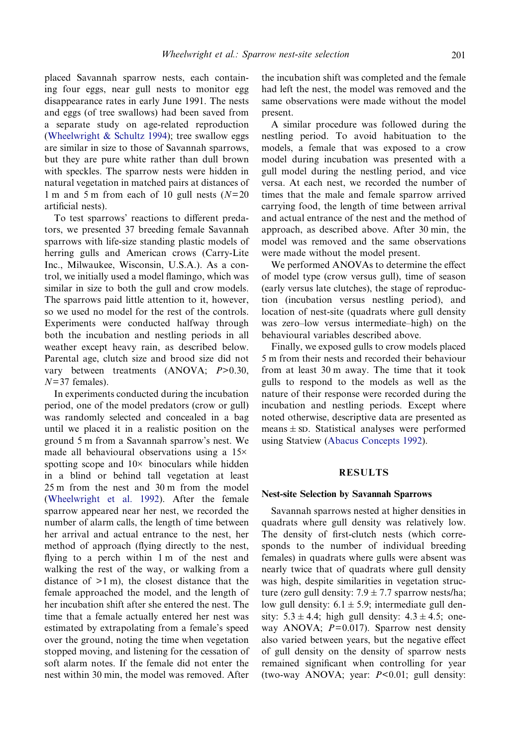placed Savannah sparrow nests, each containing four eggs, near gull nests to monitor egg disappearance rates in early June 1991. The nests and eggs (of tree swallows) had been saved from a separate study on age-related reproduction (Wheelwright & Schultz 1994); tree swallow eggs are similar in size to those of Savannah sparrows, but they are pure white rather than dull brown with speckles. The sparrow nests were hidden in natural vegetation in matched pairs at distances of 1 m and 5 m from each of 10 gull nests ($N=20$ artificial nests).

To test sparrows' reactions to different predators, we presented 37 breeding female Savannah sparrows with life-size standing plastic models of herring gulls and American crows (Carry-Lite Inc., Milwaukee, Wisconsin, U.S.A.). As a control, we initially used a model flamingo, which was similar in size to both the gull and crow models. The sparrows paid little attention to it, however, so we used no model for the rest of the controls. Experiments were conducted halfway through both the incubation and nestling periods in all weather except heavy rain, as described below. Parental age, clutch size and brood size did not vary between treatments (ANOVA; $P>0.30$, $N=37$ females).

In experiments conducted during the incubation period, one of the model predators (crow or gull) was randomly selected and concealed in a bag until we placed it in a realistic position on the ground 5 m from a Savannah sparrow's nest. We made all behavioural observations using a 15× spotting scope and 10× binoculars while hidden in a blind or behind tall vegetation at least 25 m from the nest and 30 m from the model (Wheelwright et al. 1992). After the female sparrow appeared near her nest, we recorded the number of alarm calls, the length of time between her arrival and actual entrance to the nest, her method of approach (flying directly to the nest, flying to a perch within 1 m of the nest and walking the rest of the way, or walking from a distance of >1 m), the closest distance that the female approached the model, and the length of her incubation shift after she entered the nest. The time that a female actually entered her nest was estimated by extrapolating from a female's speed over the ground, noting the time when vegetation stopped moving, and listening for the cessation of soft alarm notes. If the female did not enter the nest within 30 min, the model was removed. After the incubation shift was completed and the female had left the nest, the model was removed and the same observations were made without the model present.

A similar procedure was followed during the nestling period. To avoid habituation to the models, a female that was exposed to a crow model during incubation was presented with a gull model during the nestling period, and vice versa. At each nest, we recorded the number of times that the male and female sparrow arrived carrying food, the length of time between arrival and actual entrance of the nest and the method of approach, as described above. After 30 min, the model was removed and the same observations were made without the model present.

We performed ANOVAs to determine the effect of model type (crow versus gull), time of season (early versus late clutches), the stage of reproduction (incubation versus nestling period), and location of nest-site (quadrats where gull density was zero–low versus intermediate–high) on the behavioural variables described above.

Finally, we exposed gulls to crow models placed 5 m from their nests and recorded their behaviour from at least 30 m away. The time that it took gulls to respond to the models as well as the nature of their response were recorded during the incubation and nestling periods. Except where noted otherwise, descriptive data are presented as means ± SD. Statistical analyses were performed using Statview (Abacus Concepts 1992).

## RESULTS

### Nest-site Selection by Savannah Sparrows

Savannah sparrows nested at higher densities in quadrats where gull density was relatively low. The density of first-clutch nests (which corresponds to the number of individual breeding females) in quadrats where gulls were absent was nearly twice that of quadrats where gull density was high, despite similarities in vegetation structure (zero gull density: 7.9 ± 7.7 sparrow nests/ha; low gull density: 6.1 ± 5.9; intermediate gull density: 5.3 ± 4.4; high gull density: 4.3 ± 4.5; one-way ANOVA; $P=0.017$). Sparrow nest density also varied between years, but the negative effect of gull density on the density of sparrow nests remained significant when controlling for year (two-way ANOVA; year: $P<0.01$; gull density: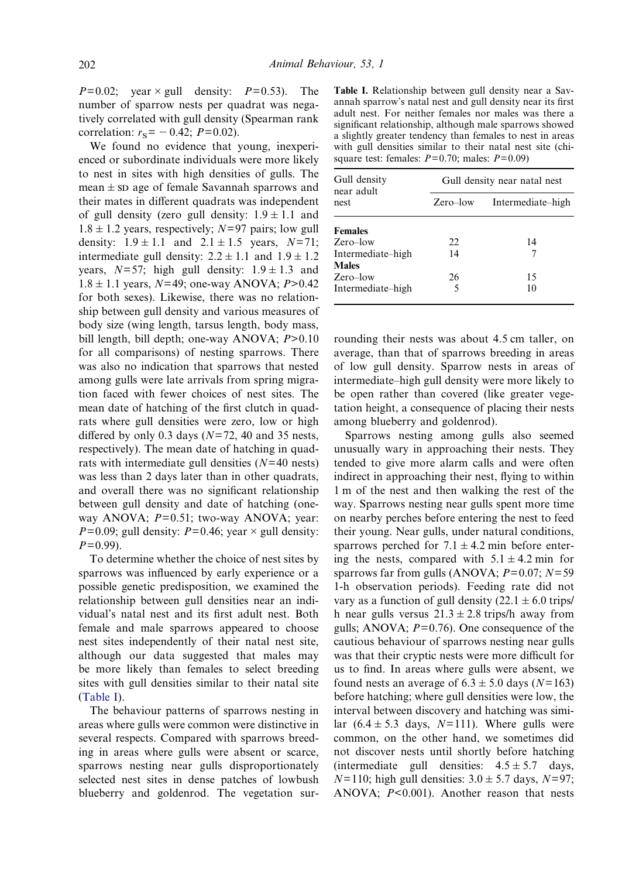$P=0.02$; year × gull density: $P=0.53$). The number of sparrow nests per quadrat was negatively correlated with gull density (Spearman rank correlation: $r_S=-0.42$; $P=0.02$).

We found no evidence that young, inexperienced or subordinate individuals were more likely to nest in sites with high densities of gulls. The mean ± SD age of female Savannah sparrows and their mates in different quadrats was independent of gull density (zero gull density: $1.9 \pm 1.1$ and $1.8 \pm 1.2$ years, respectively; $N=97$ pairs; low gull density: $1.9 \pm 1.1$ and $2.1 \pm 1.5$ years, $N=71$; intermediate gull density: $2.2 \pm 1.1$ and $1.9 \pm 1.2$ years, $N=57$; high gull density: $1.9 \pm 1.3$ and $1.8 \pm 1.1$ years, $N=49$; one-way ANOVA; $P>0.42$ for both sexes). Likewise, there was no relationship between gull density and various measures of body size (wing length, tarsus length, body mass, bill length, bill depth; one-way ANOVA; $P>0.10$ for all comparisons) of nesting sparrows. There was also no indication that sparrows that nested among gulls were late arrivals from spring migration faced with fewer choices of nest sites. The mean date of hatching of the first clutch in quadrats where gull densities were zero, low or high differed by only 0.3 days ($N=72$, 40 and 35 nests, respectively). The mean date of hatching in quadrats with intermediate gull densities ($N=40$ nests) was less than 2 days later than in other quadrats, and overall there was no significant relationship between gull density and date of hatching (one-way ANOVA; $P=0.51$; two-way ANOVA; year: $P=0.09$; gull density: $P=0.46$; year × gull density: $P=0.99$).

To determine whether the choice of nest sites by sparrows was influenced by early experience or a possible genetic predisposition, we examined the relationship between gull densities near an individual's natal nest and its first adult nest. Both female and male sparrows appeared to choose nest sites independently of their natal nest site, although our data suggested that males may be more likely than females to select breeding sites with gull densities similar to their natal site (Table I).

**Table I.** Relationship between gull density near a Savannah sparrow's natal nest and gull density near its first adult nest. For neither females nor males was there a significant relationship, although male sparrows showed a slightly greater tendency than females to nest in areas with gull densities similar to their natal nest site (chi-square test: females: $P=0.70$; males: $P=0.09$)

| Gull density near adult nest | Gull density near natal nest | |
|---|---|---|
| | Zero–low | Intermediate–high |
| **Females** | | |
| Zero–low | 22 | 14 |
| Intermediate–high | 14 | 7 |
| **Males** | | |
| Zero–low | 26 | 15 |
| Intermediate–high | 5 | 10 |

The behaviour patterns of sparrows nesting in areas where gulls were common were distinctive in several respects. Compared with sparrows breeding in areas where gulls were absent or scarce, sparrows nesting near gulls disproportionately selected nest sites in dense patches of lowbush blueberry and goldenrod. The vegetation surrounding their nests was about 4.5 cm taller, on average, than that of sparrows breeding in areas of low gull density. Sparrow nests in areas of intermediate–high gull density were more likely to be open rather than covered (like greater vegetation height, a consequence of placing their nests among blueberry and goldenrod).

Sparrows nesting among gulls also seemed unusually wary in approaching their nests. They tended to give more alarm calls and were often indirect in approaching their nest, flying to within 1 m of the nest and then walking the rest of the way. Sparrows nesting near gulls spent more time on nearby perches before entering the nest to feed their young. Near gulls, under natural conditions, sparrows perched for $7.1 \pm 4.2$ min before entering the nests, compared with $5.1 \pm 4.2$ min for sparrows far from gulls (ANOVA; $P=0.07$; $N=59$ 1-h observation periods). Feeding rate did not vary as a function of gull density ($22.1 \pm 6.0$ trips/h near gulls versus $21.3 \pm 2.8$ trips/h away from gulls; ANOVA; $P=0.76$). One consequence of the cautious behaviour of sparrows nesting near gulls was that their cryptic nests were more difficult for us to find. In areas where gulls were absent, we found nests an average of $6.3 \pm 5.0$ days ($N=163$) before hatching; where gull densities were low, the interval between discovery and hatching was similar ($6.4 \pm 5.3$ days, $N=111$). Where gulls were common, on the other hand, we sometimes did not discover nests until shortly before hatching (intermediate gull densities: $4.5 \pm 5.7$ days, $N=110$; high gull densities: $3.0 \pm 5.7$ days, $N=97$; ANOVA; $P<0.001$). Another reason that nests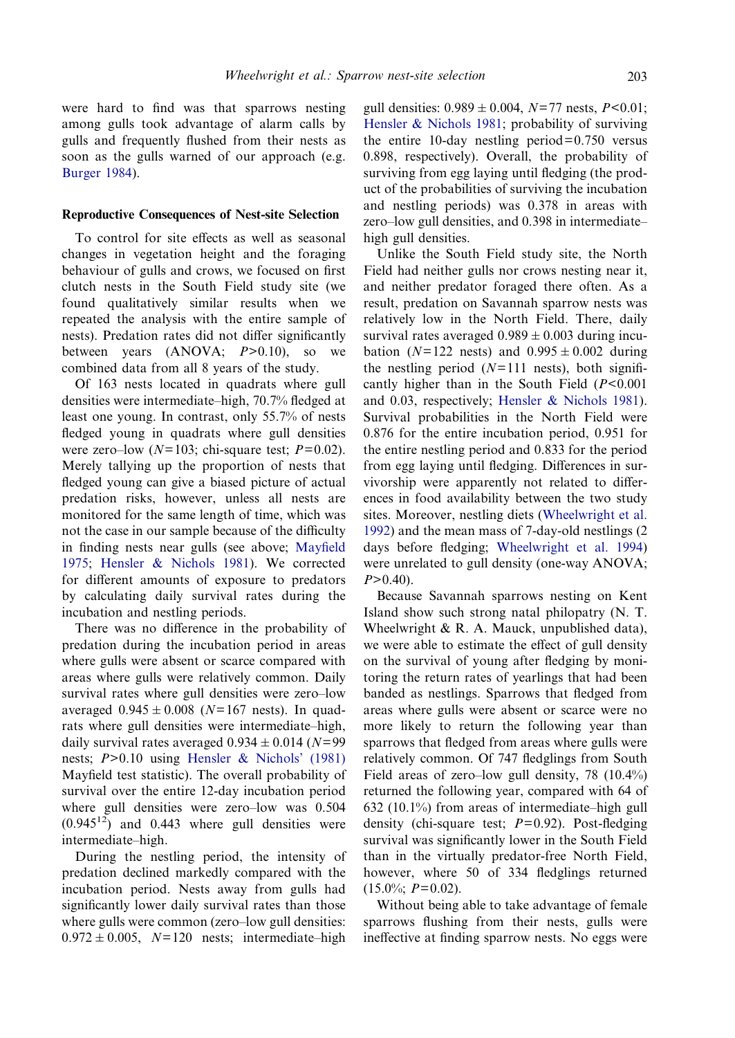were hard to find was that sparrows nesting among gulls took advantage of alarm calls by gulls and frequently flushed from their nests as soon as the gulls warned of our approach (e.g. Burger 1984).

### Reproductive Consequences of Nest-site Selection

To control for site effects as well as seasonal changes in vegetation height and the foraging behaviour of gulls and crows, we focused on first clutch nests in the South Field study site (we found qualitatively similar results when we repeated the analysis with the entire sample of nests). Predation rates did not differ significantly between years (ANOVA; $P>0.10$), so we combined data from all 8 years of the study.

Of 163 nests located in quadrats where gull densities were intermediate–high, 70.7% fledged at least one young. In contrast, only 55.7% of nests fledged young in quadrats where gull densities were zero–low ($N=103$; chi-square test; $P=0.02$). Merely tallying up the proportion of nests that fledged young can give a biased picture of actual predation risks, however, unless all nests are monitored for the same length of time, which was not the case in our sample because of the difficulty in finding nests near gulls (see above; Mayfield 1975; Hensler & Nichols 1981). We corrected for different amounts of exposure to predators by calculating daily survival rates during the incubation and nestling periods.

There was no difference in the probability of predation during the incubation period in areas where gulls were absent or scarce compared with areas where gulls were relatively common. Daily survival rates where gull densities were zero–low averaged $0.945 \pm 0.008$ ($N=167$ nests). In quadrats where gull densities were intermediate–high, daily survival rates averaged $0.934 \pm 0.014$ ($N=99$ nests; $P>0.10$ using Hensler & Nichols' (1981) Mayfield test statistic). The overall probability of survival over the entire 12-day incubation period where gull densities were zero–low was 0.504 ($0.945^{12}$) and 0.443 where gull densities were intermediate–high.

During the nestling period, the intensity of predation declined markedly compared with the incubation period. Nests away from gulls had significantly lower daily survival rates than those where gulls were common (zero–low gull densities: $0.972 \pm 0.005$, $N=120$ nests; intermediate–high gull densities: $0.989 \pm 0.004$, $N=77$ nests, $P<0.01$; Hensler & Nichols 1981; probability of surviving the entire 10-day nestling period$=$0.750 versus 0.898, respectively). Overall, the probability of surviving from egg laying until fledging (the product of the probabilities of surviving the incubation and nestling periods) was 0.378 in areas with zero–low gull densities, and 0.398 in intermediate–high gull densities.

Unlike the South Field study site, the North Field had neither gulls nor crows nesting near it, and neither predator foraged there often. As a result, predation on Savannah sparrow nests was relatively low in the North Field. There, daily survival rates averaged $0.989 \pm 0.003$ during incubation ($N=122$ nests) and $0.995 \pm 0.002$ during the nestling period ($N=111$ nests), both significantly higher than in the South Field ($P<0.001$ and 0.03, respectively; Hensler & Nichols 1981). Survival probabilities in the North Field were 0.876 for the entire incubation period, 0.951 for the entire nestling period and 0.833 for the period from egg laying until fledging. Differences in survivorship were apparently not related to differences in food availability between the two study sites. Moreover, nestling diets (Wheelwright et al. 1992) and the mean mass of 7-day-old nestlings (2 days before fledging; Wheelwright et al. 1994) were unrelated to gull density (one-way ANOVA; $P>0.40$).

Because Savannah sparrows nesting on Kent Island show such strong natal philopatry (N. T. Wheelwright & R. A. Mauck, unpublished data), we were able to estimate the effect of gull density on the survival of young after fledging by monitoring the return rates of yearlings that had been banded as nestlings. Sparrows that fledged from areas where gulls were absent or scarce were no more likely to return the following year than sparrows that fledged from areas where gulls were relatively common. Of 747 fledglings from South Field areas of zero–low gull density, 78 (10.4%) returned the following year, compared with 64 of 632 (10.1%) from areas of intermediate–high gull density (chi-square test; $P=0.92$). Post-fledging survival was significantly lower in the South Field than in the virtually predator-free North Field, however, where 50 of 334 fledglings returned (15.0%; $P=0.02$).

Without being able to take advantage of female sparrows flushing from their nests, gulls were ineffective at finding sparrow nests. No eggs were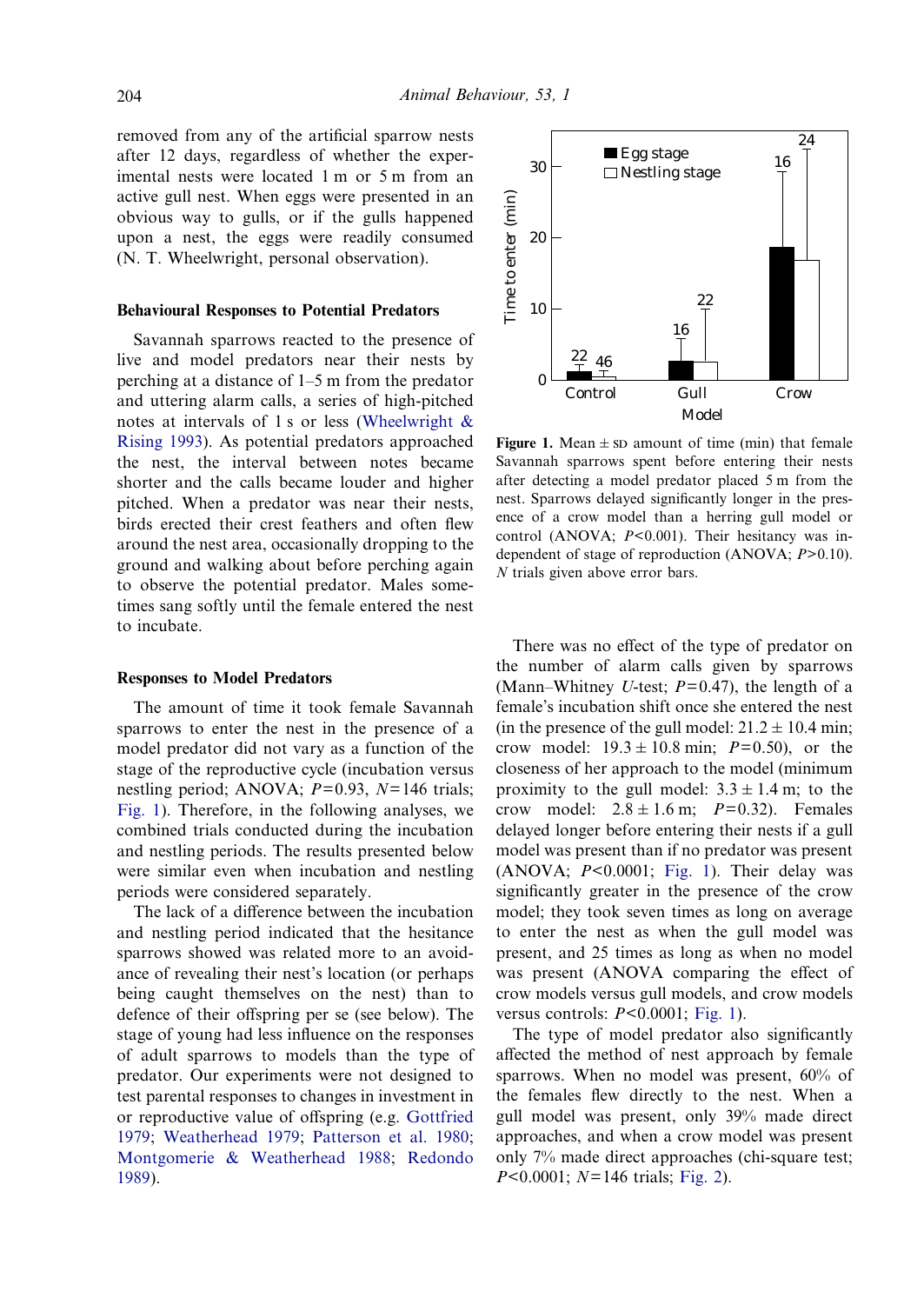removed from any of the artificial sparrow nests after 12 days, regardless of whether the experimental nests were located 1 m or 5 m from an active gull nest. When eggs were presented in an obvious way to gulls, or if the gulls happened upon a nest, the eggs were readily consumed (N. T. Wheelwright, personal observation).

### Behavioural Responses to Potential Predators

Savannah sparrows reacted to the presence of live and model predators near their nests by perching at a distance of 1–5 m from the predator and uttering alarm calls, a series of high-pitched notes at intervals of 1 s or less (Wheelwright & Rising 1993). As potential predators approached the nest, the interval between notes became shorter and the calls became louder and higher pitched. When a predator was near their nests, birds erected their crest feathers and often flew around the nest area, occasionally dropping to the ground and walking about before perching again to observe the potential predator. Males sometimes sang softly until the female entered the nest to incubate.

### Responses to Model Predators

The amount of time it took female Savannah sparrows to enter the nest in the presence of a model predator did not vary as a function of the stage of the reproductive cycle (incubation versus nestling period; ANOVA; $P=0.93$, $N=146$ trials; Fig. 1). Therefore, in the following analyses, we combined trials conducted during the incubation and nestling periods. The results presented below were similar even when incubation and nestling periods were considered separately.

The lack of a difference between the incubation and nestling period indicated that the hesitance sparrows showed was related more to an avoidance of revealing their nest's location (or perhaps being caught themselves on the nest) than to defence of their offspring per se (see below). The stage of young had less influence on the responses of adult sparrows to models than the type of predator. Our experiments were not designed to test parental responses to changes in investment in or reproductive value of offspring (e.g. Gottfried 1979; Weatherhead 1979; Patterson et al. 1980; Montgomerie & Weatherhead 1988; Redondo 1989).

**Figure 1.** Mean $\pm$ SD amount of time (min) that female Savannah sparrows spent before entering their nests after detecting a model predator placed 5 m from the nest. Sparrows delayed significantly longer in the presence of a crow model than a herring gull model or control (ANOVA; $P<0.001$). Their hesitancy was independent of stage of reproduction (ANOVA; $P>0.10$). $N$ trials given above error bars.

There was no effect of the type of predator on the number of alarm calls given by sparrows (Mann–Whitney $U$-test; $P=0.47$), the length of a female's incubation shift once she entered the nest (in the presence of the gull model: $21.2 \pm 10.4$ min; crow model: $19.3 \pm 10.8$ min; $P=0.50$), or the closeness of her approach to the model (minimum proximity to the gull model: $3.3 \pm 1.4$ m; to the crow model: $2.8 \pm 1.6$ m; $P=0.32$). Females delayed longer before entering their nests if a gull model was present than if no predator was present (ANOVA; $P<0.0001$; Fig. 1). Their delay was significantly greater in the presence of the crow model; they took seven times as long on average to enter the nest as when the gull model was present, and 25 times as long as when no model was present (ANOVA comparing the effect of crow models versus gull models, and crow models versus controls: $P<0.0001$; Fig. 1).

The type of model predator also significantly affected the method of nest approach by female sparrows. When no model was present, 60% of the females flew directly to the nest. When a gull model was present, only 39% made direct approaches, and when a crow model was present only 7% made direct approaches (chi-square test; $P<0.0001$; $N=146$ trials; Fig. 2).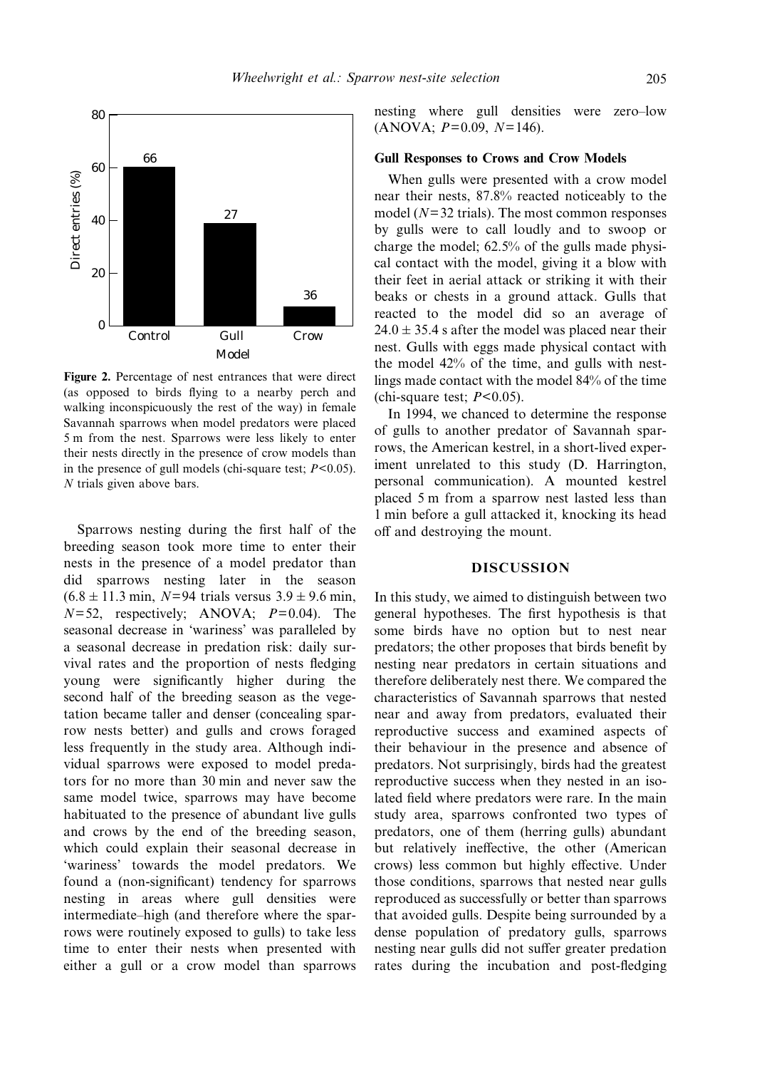**Figure 2.** Percentage of nest entrances that were direct (as opposed to birds flying to a nearby perch and walking inconspicuously the rest of the way) in female Savannah sparrows when model predators were placed 5 m from the nest. Sparrows were less likely to enter their nests directly in the presence of crow models than in the presence of gull models (chi-square test; $P<0.05$). $N$ trials given above bars.

Sparrows nesting during the first half of the breeding season took more time to enter their nests in the presence of a model predator than did sparrows nesting later in the season ($6.8 \pm 11.3$ min, $N=94$ trials versus $3.9 \pm 9.6$ min, $N=52$, respectively; ANOVA; $P=0.04$). The seasonal decrease in 'wariness' was paralleled by a seasonal decrease in predation risk: daily survival rates and the proportion of nests fledging young were significantly higher during the second half of the breeding season as the vegetation became taller and denser (concealing sparrow nests better) and gulls and crows foraged less frequently in the study area. Although individual sparrows were exposed to model predators for no more than 30 min and never saw the same model twice, sparrows may have become habituated to the presence of abundant live gulls and crows by the end of the breeding season, which could explain their seasonal decrease in 'wariness' towards the model predators. We found a (non-significant) tendency for sparrows nesting in areas where gull densities were intermediate–high (and therefore where the sparrows were routinely exposed to gulls) to take less time to enter their nests when presented with either a gull or a crow model than sparrows nesting where gull densities were zero–low (ANOVA; $P=0.09$, $N=146$).

### Gull Responses to Crows and Crow Models

When gulls were presented with a crow model near their nests, 87.8% reacted noticeably to the model ($N=32$ trials). The most common responses by gulls were to call loudly and to swoop or charge the model; 62.5% of the gulls made physical contact with the model, giving it a blow with their feet in aerial attack or striking it with their beaks or chests in a ground attack. Gulls that reacted to the model did so an average of $24.0 \pm 35.4$ s after the model was placed near their nest. Gulls with eggs made physical contact with the model 42% of the time, and gulls with nestlings made contact with the model 84% of the time (chi-square test; $P<0.05$).

In 1994, we chanced to determine the response of gulls to another predator of Savannah sparrows, the American kestrel, in a short-lived experiment unrelated to this study (D. Harrington, personal communication). A mounted kestrel placed 5 m from a sparrow nest lasted less than 1 min before a gull attacked it, knocking its head off and destroying the mount.

## DISCUSSION

In this study, we aimed to distinguish between two general hypotheses. The first hypothesis is that some birds have no option but to nest near predators; the other proposes that birds benefit by nesting near predators in certain situations and therefore deliberately nest there. We compared the characteristics of Savannah sparrows that nested near and away from predators, evaluated their reproductive success and examined aspects of their behaviour in the presence and absence of predators. Not surprisingly, birds had the greatest reproductive success when they nested in an isolated field where predators were rare. In the main study area, sparrows confronted two types of predators, one of them (herring gulls) abundant but relatively ineffective, the other (American crows) less common but highly effective. Under those conditions, sparrows that nested near gulls reproduced as successfully or better than sparrows that avoided gulls. Despite being surrounded by a dense population of predatory gulls, sparrows nesting near gulls did not suffer greater predation rates during the incubation and post-fledging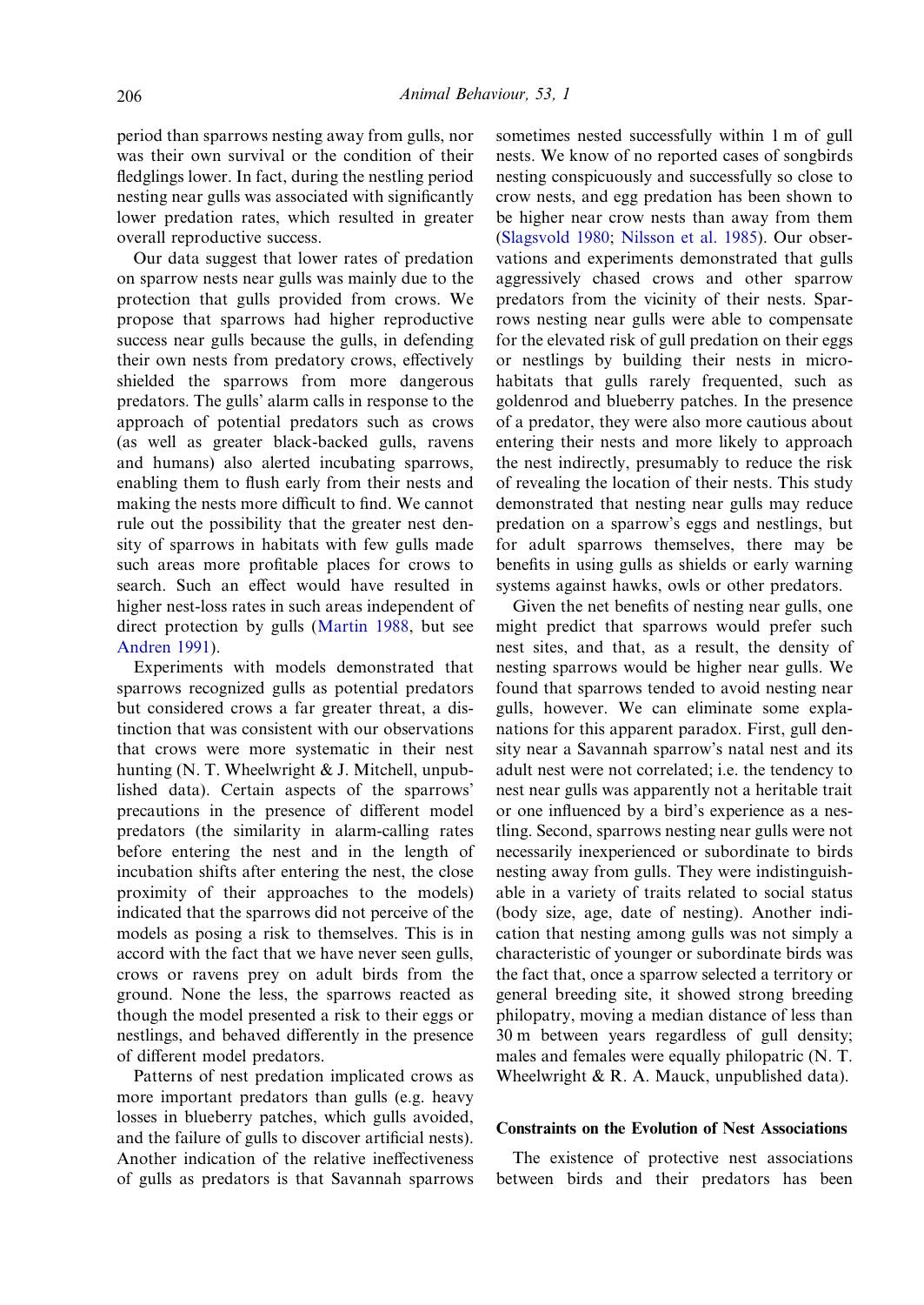period than sparrows nesting away from gulls, nor was their own survival or the condition of their fledglings lower. In fact, during the nestling period nesting near gulls was associated with significantly lower predation rates, which resulted in greater overall reproductive success.

Our data suggest that lower rates of predation on sparrow nests near gulls was mainly due to the protection that gulls provided from crows. We propose that sparrows had higher reproductive success near gulls because the gulls, in defending their own nests from predatory crows, effectively shielded the sparrows from more dangerous predators. The gulls' alarm calls in response to the approach of potential predators such as crows (as well as greater black-backed gulls, ravens and humans) also alerted incubating sparrows, enabling them to flush early from their nests and making the nests more difficult to find. We cannot rule out the possibility that the greater nest density of sparrows in habitats with few gulls made such areas more profitable places for crows to search. Such an effect would have resulted in higher nest-loss rates in such areas independent of direct protection by gulls (Martin 1988, but see Andren 1991).

Experiments with models demonstrated that sparrows recognized gulls as potential predators but considered crows a far greater threat, a distinction that was consistent with our observations that crows were more systematic in their nest hunting (N. T. Wheelwright & J. Mitchell, unpublished data). Certain aspects of the sparrows' precautions in the presence of different model predators (the similarity in alarm-calling rates before entering the nest and in the length of incubation shifts after entering the nest, the close proximity of their approaches to the models) indicated that the sparrows did not perceive of the models as posing a risk to themselves. This is in accord with the fact that we have never seen gulls, crows or ravens prey on adult birds from the ground. None the less, the sparrows reacted as though the model presented a risk to their eggs or nestlings, and behaved differently in the presence of different model predators.

Patterns of nest predation implicated crows as more important predators than gulls (e.g. heavy losses in blueberry patches, which gulls avoided, and the failure of gulls to discover artificial nests). Another indication of the relative ineffectiveness of gulls as predators is that Savannah sparrows sometimes nested successfully within 1 m of gull nests. We know of no reported cases of songbirds nesting conspicuously and successfully so close to crow nests, and egg predation has been shown to be higher near crow nests than away from them (Slagsvold 1980; Nilsson et al. 1985). Our observations and experiments demonstrated that gulls aggressively chased crows and other sparrow predators from the vicinity of their nests. Sparrows nesting near gulls were able to compensate for the elevated risk of gull predation on their eggs or nestlings by building their nests in microhabitats that gulls rarely frequented, such as goldenrod and blueberry patches. In the presence of a predator, they were also more cautious about entering their nests and more likely to approach the nest indirectly, presumably to reduce the risk of revealing the location of their nests. This study demonstrated that nesting near gulls may reduce predation on a sparrow's eggs and nestlings, but for adult sparrows themselves, there may be benefits in using gulls as shields or early warning systems against hawks, owls or other predators.

Given the net benefits of nesting near gulls, one might predict that sparrows would prefer such nest sites, and that, as a result, the density of nesting sparrows would be higher near gulls. We found that sparrows tended to avoid nesting near gulls, however. We can eliminate some explanations for this apparent paradox. First, gull density near a Savannah sparrow's natal nest and its adult nest were not correlated; i.e. the tendency to nest near gulls was apparently not a heritable trait or one influenced by a bird's experience as a nestling. Second, sparrows nesting near gulls were not necessarily inexperienced or subordinate to birds nesting away from gulls. They were indistinguishable in a variety of traits related to social status (body size, age, date of nesting). Another indication that nesting among gulls was not simply a characteristic of younger or subordinate birds was the fact that, once a sparrow selected a territory or general breeding site, it showed strong breeding philopatry, moving a median distance of less than 30 m between years regardless of gull density; males and females were equally philopatric (N. T. Wheelwright & R. A. Mauck, unpublished data).

### Constraints on the Evolution of Nest Associations

The existence of protective nest associations between birds and their predators has been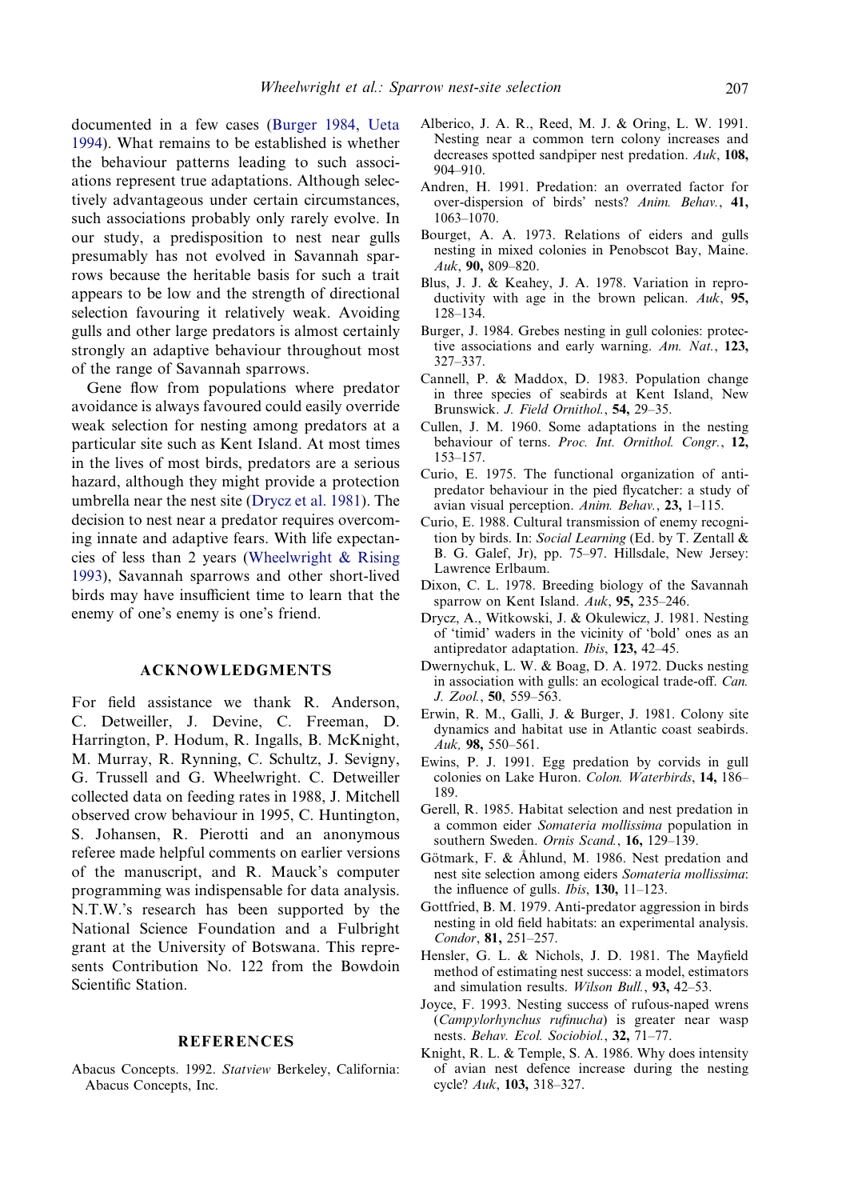documented in a few cases (Burger 1984, Ueta 1994). What remains to be established is whether the behaviour patterns leading to such associations represent true adaptations. Although selectively advantageous under certain circumstances, such associations probably only rarely evolve. In our study, a predisposition to nest near gulls presumably has not evolved in Savannah sparrows because the heritable basis for such a trait appears to be low and the strength of directional selection favouring it relatively weak. Avoiding gulls and other large predators is almost certainly strongly an adaptive behaviour throughout most of the range of Savannah sparrows.

Gene flow from populations where predator avoidance is always favoured could easily override weak selection for nesting among predators at a particular site such as Kent Island. At most times in the lives of most birds, predators are a serious hazard, although they might provide a protection umbrella near the nest site (Drycz et al. 1981). The decision to nest near a predator requires overcoming innate and adaptive fears. With life expectancies of less than 2 years (Wheelwright & Rising 1993), Savannah sparrows and other short-lived birds may have insufficient time to learn that the enemy of one's enemy is one's friend.

## ACKNOWLEDGMENTS

For field assistance we thank R. Anderson, C. Detweiller, J. Devine, C. Freeman, D. Harrington, P. Hodum, R. Ingalls, B. McKnight, M. Murray, R. Rynning, C. Schultz, J. Sevigny, G. Trussell and G. Wheelwright. C. Detweiller collected data on feeding rates in 1988, J. Mitchell observed crow behaviour in 1995, C. Huntington, S. Johansen, R. Pierotti and an anonymous referee made helpful comments on earlier versions of the manuscript, and R. Mauck's computer programming was indispensable for data analysis. N.T.W.'s research has been supported by the National Science Foundation and a Fulbright grant at the University of Botswana. This represents Contribution No. 122 from the Bowdoin Scientific Station.

## REFERENCES

Abacus Concepts. 1992. *Statview* Berkeley, California: Abacus Concepts, Inc.

Alberico, J. A. R., Reed, M. J. & Oring, L. W. 1991. Nesting near a common tern colony increases and decreases spotted sandpiper nest predation. *Auk*, **108,** 904–910.

Andren, H. 1991. Predation: an overrated factor for over-dispersion of birds' nests? *Anim. Behav.*, **41,** 1063–1070.

Bourget, A. A. 1973. Relations of eiders and gulls nesting in mixed colonies in Penobscot Bay, Maine. *Auk*, **90,** 809–820.

Blus, J. J. & Keahey, J. A. 1978. Variation in reproductivity with age in the brown pelican. *Auk*, **95,** 128–134.

Burger, J. 1984. Grebes nesting in gull colonies: protective associations and early warning. *Am. Nat.*, **123,** 327–337.

Cannell, P. & Maddox, D. 1983. Population change in three species of seabirds at Kent Island, New Brunswick. *J. Field Ornithol.*, **54,** 29–35.

Cullen, J. M. 1960. Some adaptations in the nesting behaviour of terns. *Proc. Int. Ornithol. Congr.*, **12,** 153–157.

Curio, E. 1975. The functional organization of anti-predator behaviour in the pied flycatcher: a study of avian visual perception. *Anim. Behav.*, **23,** 1–115.

Curio, E. 1988. Cultural transmission of enemy recognition by birds. In: *Social Learning* (Ed. by T. Zentall & B. G. Galef, Jr), pp. 75–97. Hillsdale, New Jersey: Lawrence Erlbaum.

Dixon, C. L. 1978. Breeding biology of the Savannah sparrow on Kent Island. *Auk*, **95,** 235–246.

Drycz, A., Witkowski, J. & Okulewicz, J. 1981. Nesting of 'timid' waders in the vicinity of 'bold' ones as an antipredator adaptation. *Ibis*, **123,** 42–45.

Dwernychuk, L. W. & Boag, D. A. 1972. Ducks nesting in association with gulls: an ecological trade-off. *Can. J. Zool.*, **50,** 559–563.

Erwin, R. M., Galli, J. & Burger, J. 1981. Colony site dynamics and habitat use in Atlantic coast seabirds. *Auk,* **98,** 550–561.

Ewins, P. J. 1991. Egg predation by corvids in gull colonies on Lake Huron. *Colon. Waterbirds*, **14,** 186–189.

Gerell, R. 1985. Habitat selection and nest predation in a common eider *Somateria mollissima* population in southern Sweden. *Ornis Scand.*, **16,** 129–139.

Götmark, F. & Åhlund, M. 1986. Nest predation and nest site selection among eiders *Somateria mollissima*: the influence of gulls. *Ibis*, **130,** 11–123.

Gottfried, B. M. 1979. Anti-predator aggression in birds nesting in old field habitats: an experimental analysis. *Condor*, **81,** 251–257.

Hensler, G. L. & Nichols, J. D. 1981. The Mayfield method of estimating nest success: a model, estimators and simulation results. *Wilson Bull.*, **93,** 42–53.

Joyce, F. 1993. Nesting success of rufous-naped wrens (*Campylorhynchus rufinucha*) is greater near wasp nests. *Behav. Ecol. Sociobiol.*, **32,** 71–77.

Knight, R. L. & Temple, S. A. 1986. Why does intensity of avian nest defence increase during the nesting cycle? *Auk*, **103,** 318–327.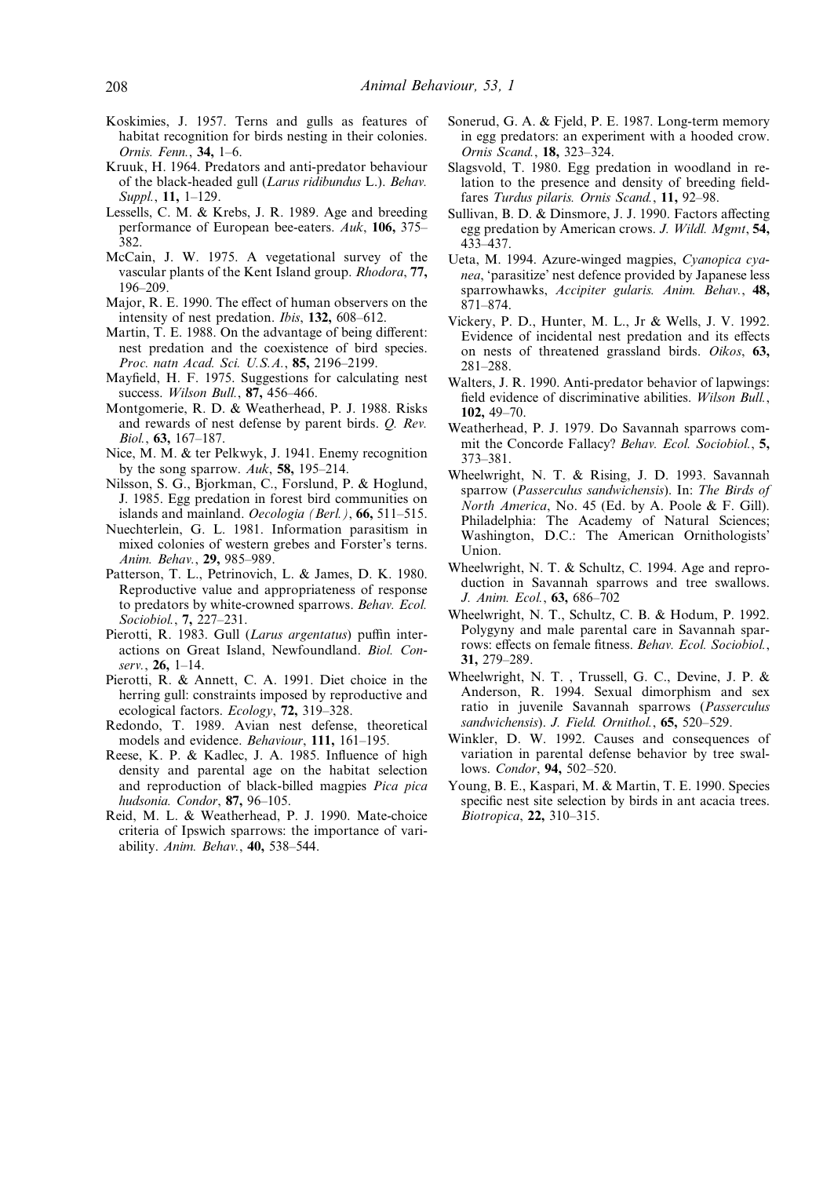Koskimies, J. 1957. Terns and gulls as features of habitat recognition for birds nesting in their colonies. *Ornis. Fenn.*, **34,** 1–6.

Kruuk, H. 1964. Predators and anti-predator behaviour of the black-headed gull (*Larus ridibundus* L.). *Behav. Suppl.*, **11,** 1–129.

Lessells, C. M. & Krebs, J. R. 1989. Age and breeding performance of European bee-eaters. *Auk*, **106,** 375–382.

McCain, J. W. 1975. A vegetational survey of the vascular plants of the Kent Island group. *Rhodora*, **77,** 196–209.

Major, R. E. 1990. The effect of human observers on the intensity of nest predation. *Ibis*, **132,** 608–612.

Martin, T. E. 1988. On the advantage of being different: nest predation and the coexistence of bird species. *Proc. natn Acad. Sci. U.S.A.*, **85,** 2196–2199.

Mayfield, H. F. 1975. Suggestions for calculating nest success. *Wilson Bull.*, **87,** 456–466.

Montgomerie, R. D. & Weatherhead, P. J. 1988. Risks and rewards of nest defense by parent birds. *Q. Rev. Biol.*, **63,** 167–187.

Nice, M. M. & ter Pelkwyk, J. 1941. Enemy recognition by the song sparrow. *Auk*, **58,** 195–214.

Nilsson, S. G., Bjorkman, C., Forslund, P. & Hoglund, J. 1985. Egg predation in forest bird communities on islands and mainland. *Oecologia (Berl.)*, **66,** 511–515.

Nuechterlein, G. L. 1981. Information parasitism in mixed colonies of western grebes and Forster's terns. *Anim. Behav.*, **29,** 985–989.

Patterson, T. L., Petrinovich, L. & James, D. K. 1980. Reproductive value and appropriateness of response to predators by white-crowned sparrows. *Behav. Ecol. Sociobiol.*, **7,** 227–231.

Pierotti, R. 1983. Gull (*Larus argentatus*) puffin interactions on Great Island, Newfoundland. *Biol. Conserv.*, **26,** 1–14.

Pierotti, R. & Annett, C. A. 1991. Diet choice in the herring gull: constraints imposed by reproductive and ecological factors. *Ecology*, **72,** 319–328.

Redondo, T. 1989. Avian nest defense, theoretical models and evidence. *Behaviour*, **111,** 161–195.

Reese, K. P. & Kadlec, J. A. 1985. Influence of high density and parental age on the habitat selection and reproduction of black-billed magpies *Pica pica hudsonia. Condor*, **87,** 96–105.

Reid, M. L. & Weatherhead, P. J. 1990. Mate-choice criteria of Ipswich sparrows: the importance of variability. *Anim. Behav.*, **40,** 538–544.

Sonerud, G. A. & Fjeld, P. E. 1987. Long-term memory in egg predators: an experiment with a hooded crow. *Ornis Scand.*, **18,** 323–324.

Slagsvold, T. 1980. Egg predation in woodland in relation to the presence and density of breeding fieldfares *Turdus pilaris. Ornis Scand.*, **11,** 92–98.

Sullivan, B. D. & Dinsmore, J. J. 1990. Factors affecting egg predation by American crows. *J. Wildl. Mgmt*, **54,** 433–437.

Ueta, M. 1994. Azure-winged magpies, *Cyanopica cyanea*, 'parasitize' nest defence provided by Japanese less sparrowhawks, *Accipiter gularis. Anim. Behav.*, **48,** 871–874.

Vickery, P. D., Hunter, M. L., Jr & Wells, J. V. 1992. Evidence of incidental nest predation and its effects on nests of threatened grassland birds. *Oikos*, **63,** 281–288.

Walters, J. R. 1990. Anti-predator behavior of lapwings: field evidence of discriminative abilities. *Wilson Bull.*, **102,** 49–70.

Weatherhead, P. J. 1979. Do Savannah sparrows commit the Concorde Fallacy? *Behav. Ecol. Sociobiol.*, **5,** 373–381.

Wheelwright, N. T. & Rising, J. D. 1993. Savannah sparrow (*Passerculus sandwichensis*). In: *The Birds of North America*, No. 45 (Ed. by A. Poole & F. Gill). Philadelphia: The Academy of Natural Sciences; Washington, D.C.: The American Ornithologists' Union.

Wheelwright, N. T. & Schultz, C. 1994. Age and reproduction in Savannah sparrows and tree swallows. *J. Anim. Ecol.*, **63,** 686–702

Wheelwright, N. T., Schultz, C. B. & Hodum, P. 1992. Polygyny and male parental care in Savannah sparrows: effects on female fitness. *Behav. Ecol. Sociobiol.*, **31,** 279–289.

Wheelwright, N. T. , Trussell, G. C., Devine, J. P. & Anderson, R. 1994. Sexual dimorphism and sex ratio in juvenile Savannah sparrows (*Passerculus sandwichensis*). *J. Field. Ornithol.*, **65,** 520–529.

Winkler, D. W. 1992. Causes and consequences of variation in parental defense behavior by tree swallows. *Condor*, **94,** 502–520.

Young, B. E., Kaspari, M. & Martin, T. E. 1990. Species specific nest site selection by birds in ant acacia trees. *Biotropica*, **22,** 310–315.